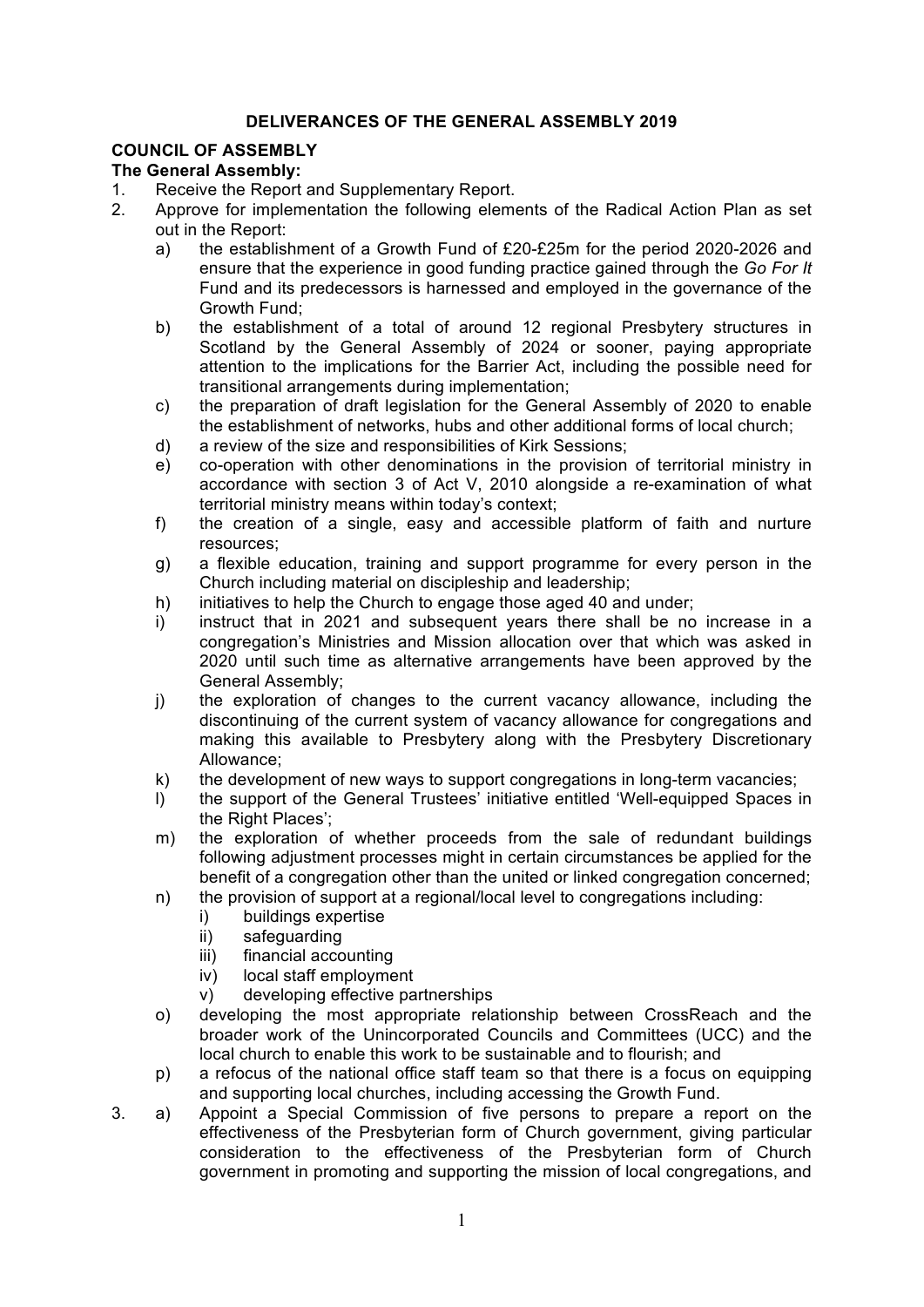# DELIVERANCES OF THE GENERAL ASSEMBLY 2019

## COUNCIL OF ASSEMBLY

**The General Assembly:**

1. Receive the Report and Supplementary Report.
2. Approve for implementation the following elements of the Radical Action Plan as set out in the Report:
   a) the establishment of a Growth Fund of £20-£25m for the period 2020-2026 and ensure that the experience in good funding practice gained through the *Go For It* Fund and its predecessors is harnessed and employed in the governance of the Growth Fund;
   b) the establishment of a total of around 12 regional Presbytery structures in Scotland by the General Assembly of 2024 or sooner, paying appropriate attention to the implications for the Barrier Act, including the possible need for transitional arrangements during implementation;
   c) the preparation of draft legislation for the General Assembly of 2020 to enable the establishment of networks, hubs and other additional forms of local church;
   d) a review of the size and responsibilities of Kirk Sessions;
   e) co-operation with other denominations in the provision of territorial ministry in accordance with section 3 of Act V, 2010 alongside a re-examination of what territorial ministry means within today's context;
   f) the creation of a single, easy and accessible platform of faith and nurture resources;
   g) a flexible education, training and support programme for every person in the Church including material on discipleship and leadership;
   h) initiatives to help the Church to engage those aged 40 and under;
   i) instruct that in 2021 and subsequent years there shall be no increase in a congregation's Ministries and Mission allocation over that which was asked in 2020 until such time as alternative arrangements have been approved by the General Assembly;
   j) the exploration of changes to the current vacancy allowance, including the discontinuing of the current system of vacancy allowance for congregations and making this available to Presbytery along with the Presbytery Discretionary Allowance;
   k) the development of new ways to support congregations in long-term vacancies;
   l) the support of the General Trustees' initiative entitled 'Well-equipped Spaces in the Right Places';
   m) the exploration of whether proceeds from the sale of redundant buildings following adjustment processes might in certain circumstances be applied for the benefit of a congregation other than the united or linked congregation concerned;
   n) the provision of support at a regional/local level to congregations including:
      i) buildings expertise
      ii) safeguarding
      iii) financial accounting
      iv) local staff employment
      v) developing effective partnerships
   o) developing the most appropriate relationship between CrossReach and the broader work of the Unincorporated Councils and Committees (UCC) and the local church to enable this work to be sustainable and to flourish; and
   p) a refocus of the national office staff team so that there is a focus on equipping and supporting local churches, including accessing the Growth Fund.
3. a) Appoint a Special Commission of five persons to prepare a report on the effectiveness of the Presbyterian form of Church government, giving particular consideration to the effectiveness of the Presbyterian form of Church government in promoting and supporting the mission of local congregations, and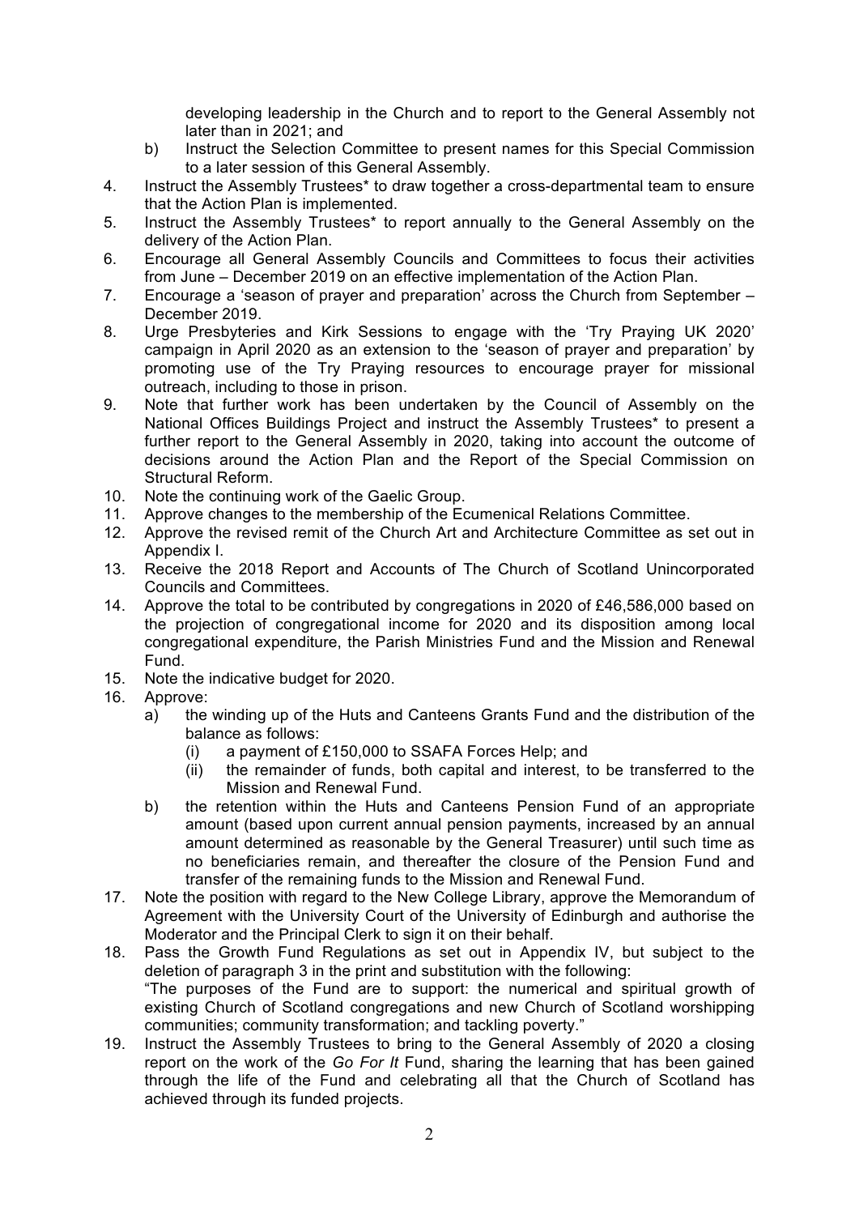developing leadership in the Church and to report to the General Assembly not later than in 2021; and

b) Instruct the Selection Committee to present names for this Special Commission to a later session of this General Assembly.

4. Instruct the Assembly Trustees* to draw together a cross-departmental team to ensure that the Action Plan is implemented.
5. Instruct the Assembly Trustees* to report annually to the General Assembly on the delivery of the Action Plan.
6. Encourage all General Assembly Councils and Committees to focus their activities from June – December 2019 on an effective implementation of the Action Plan.
7. Encourage a 'season of prayer and preparation' across the Church from September – December 2019.
8. Urge Presbyteries and Kirk Sessions to engage with the 'Try Praying UK 2020' campaign in April 2020 as an extension to the 'season of prayer and preparation' by promoting use of the Try Praying resources to encourage prayer for missional outreach, including to those in prison.
9. Note that further work has been undertaken by the Council of Assembly on the National Offices Buildings Project and instruct the Assembly Trustees* to present a further report to the General Assembly in 2020, taking into account the outcome of decisions around the Action Plan and the Report of the Special Commission on Structural Reform.
10. Note the continuing work of the Gaelic Group.
11. Approve changes to the membership of the Ecumenical Relations Committee.
12. Approve the revised remit of the Church Art and Architecture Committee as set out in Appendix I.
13. Receive the 2018 Report and Accounts of The Church of Scotland Unincorporated Councils and Committees.
14. Approve the total to be contributed by congregations in 2020 of £46,586,000 based on the projection of congregational income for 2020 and its disposition among local congregational expenditure, the Parish Ministries Fund and the Mission and Renewal Fund.
15. Note the indicative budget for 2020.
16. Approve:
    a) the winding up of the Huts and Canteens Grants Fund and the distribution of the balance as follows:
        (i) a payment of £150,000 to SSAFA Forces Help; and
        (ii) the remainder of funds, both capital and interest, to be transferred to the Mission and Renewal Fund.
    b) the retention within the Huts and Canteens Pension Fund of an appropriate amount (based upon current annual pension payments, increased by an annual amount determined as reasonable by the General Treasurer) until such time as no beneficiaries remain, and thereafter the closure of the Pension Fund and transfer of the remaining funds to the Mission and Renewal Fund.
17. Note the position with regard to the New College Library, approve the Memorandum of Agreement with the University Court of the University of Edinburgh and authorise the Moderator and the Principal Clerk to sign it on their behalf.
18. Pass the Growth Fund Regulations as set out in Appendix IV, but subject to the deletion of paragraph 3 in the print and substitution with the following:
    "The purposes of the Fund are to support: the numerical and spiritual growth of existing Church of Scotland congregations and new Church of Scotland worshipping communities; community transformation; and tackling poverty."
19. Instruct the Assembly Trustees to bring to the General Assembly of 2020 a closing report on the work of the *Go For It* Fund, sharing the learning that has been gained through the life of the Fund and celebrating all that the Church of Scotland has achieved through its funded projects.